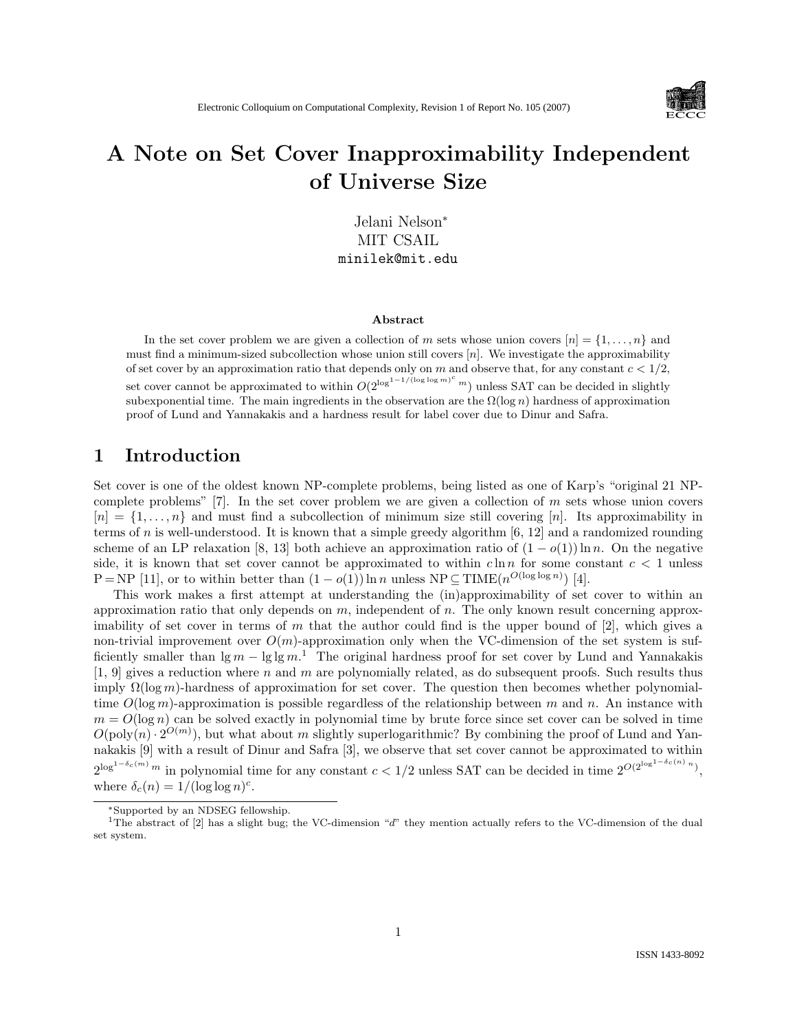Electronic Colloquium on Computational Complexity, Revision 1 of Report No. 105 (2007)

# A Note on Set Cover Inapproximability Independent of Universe Size

Jelani Nelson*
MIT CSAIL
minilek@mit.edu

### Abstract

In the set cover problem we are given a collection of $m$ sets whose union covers $[n] = \{1, \ldots, n\}$ and must find a minimum-sized subcollection whose union still covers $[n]$. We investigate the approximability of set cover by an approximation ratio that depends only on $m$ and observe that, for any constant $c < 1/2$, set cover cannot be approximated to within $O(2^{\log^{1-1/(\log\log m)^c} m})$ unless SAT can be decided in slightly subexponential time. The main ingredients in the observation are the $\Omega(\log n)$ hardness of approximation proof of Lund and Yannakakis and a hardness result for label cover due to Dinur and Safra.

## 1 Introduction

Set cover is one of the oldest known NP-complete problems, being listed as one of Karp's "original 21 NP-complete problems" [7]. In the set cover problem we are given a collection of $m$ sets whose union covers $[n] = \{1, \ldots, n\}$ and must find a subcollection of minimum size still covering $[n]$. Its approximability in terms of $n$ is well-understood. It is known that a simple greedy algorithm [6, 12] and a randomized rounding scheme of an LP relaxation [8, 13] both achieve an approximation ratio of $(1 - o(1)) \ln n$. On the negative side, it is known that set cover cannot be approximated to within $c \ln n$ for some constant $c < 1$ unless $\mathrm{P} = \mathrm{NP}$ [11], or to within better than $(1 - o(1)) \ln n$ unless $\mathrm{NP} \subseteq \mathrm{TIME}(n^{O(\log\log n)})$ [4].

This work makes a first attempt at understanding the (in)approximability of set cover to within an approximation ratio that only depends on $m$, independent of $n$. The only known result concerning approximability of set cover in terms of $m$ that the author could find is the upper bound of [2], which gives a non-trivial improvement over $O(m)$-approximation only when the VC-dimension of the set system is sufficiently smaller than $\lg m - \lg\lg m$.[1] The original hardness proof for set cover by Lund and Yannakakis [1, 9] gives a reduction where $n$ and $m$ are polynomially related, as do subsequent proofs. Such results thus imply $\Omega(\log m)$-hardness of approximation for set cover. The question then becomes whether polynomial-time $O(\log m)$-approximation is possible regardless of the relationship between $m$ and $n$. An instance with $m = O(\log n)$ can be solved exactly in polynomial time by brute force since set cover can be solved in time $O(\mathrm{poly}(n) \cdot 2^{O(m)})$, but what about $m$ slightly superlogarithmic? By combining the proof of Lund and Yannakakis [9] with a result of Dinur and Safra [3], we observe that set cover cannot be approximated to within $2^{\log^{1-\delta_c(m)} m}$ in polynomial time for any constant $c < 1/2$ unless SAT can be decided in time $2^{O(2^{\log^{1-\delta_c(n)} n})}$, where $\delta_c(n) = 1/(\log\log n)^c$.

*Supported by an NDSEG fellowship.

[1] The abstract of [2] has a slight bug; the VC-dimension "$d$" they mention actually refers to the VC-dimension of the dual set system.

ISSN 1433-8092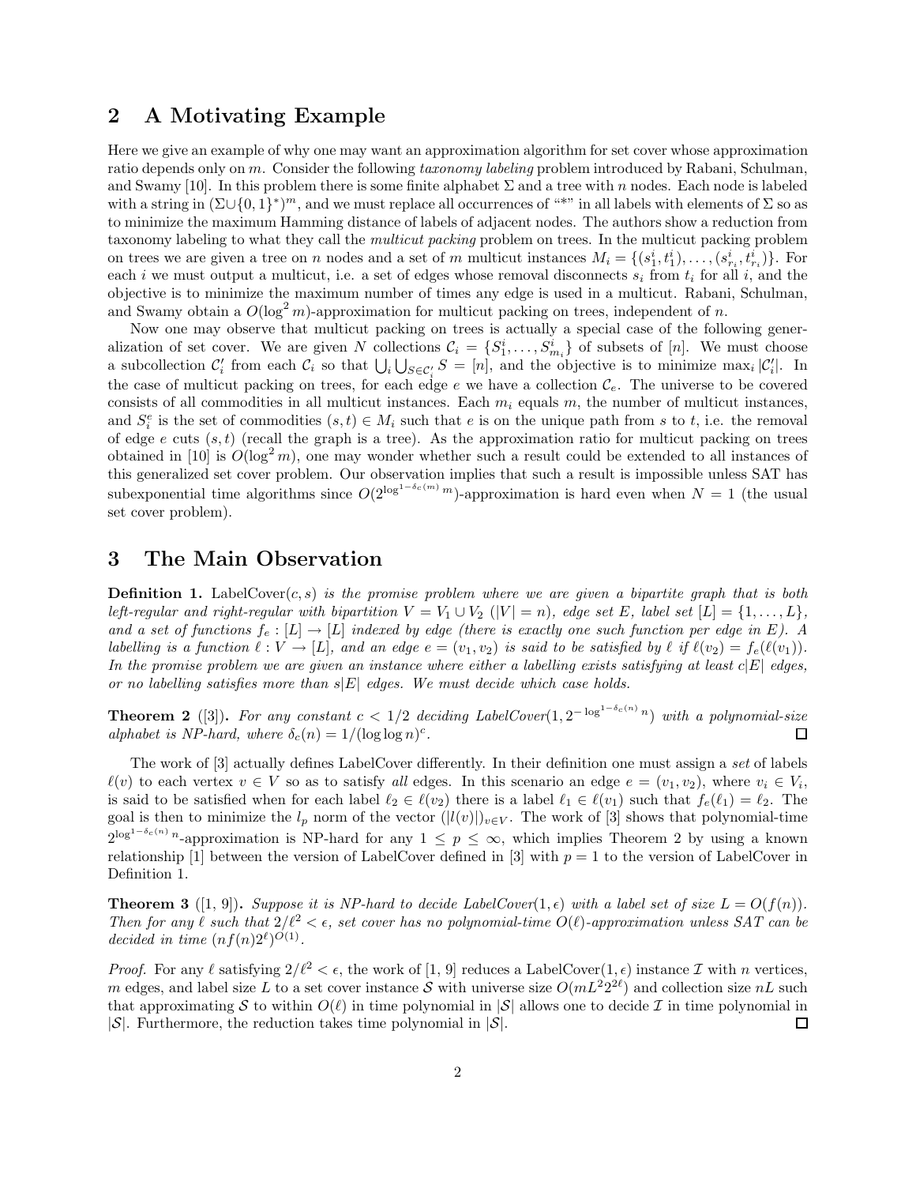## 2 A Motivating Example

Here we give an example of why one may want an approximation algorithm for set cover whose approximation ratio depends only on $m$. Consider the following *taxonomy labeling* problem introduced by Rabani, Schulman, and Swamy [10]. In this problem there is some finite alphabet $\Sigma$ and a tree with $n$ nodes. Each node is labeled with a string in $(\Sigma \cup \{0,1\}^*)^m$, and we must replace all occurrences of "*" in all labels with elements of $\Sigma$ so as to minimize the maximum Hamming distance of labels of adjacent nodes. The authors show a reduction from taxonomy labeling to what they call the *multicut packing* problem on trees. In the multicut packing problem on trees we are given a tree on $n$ nodes and a set of $m$ multicut instances $M_i = \{(s_1^i, t_1^i), \ldots, (s_{r_i}^i, t_{r_i}^i)\}$. For each $i$ we must output a multicut, i.e. a set of edges whose removal disconnects $s_i$ from $t_i$ for all $i$, and the objective is to minimize the maximum number of times any edge is used in a multicut. Rabani, Schulman, and Swamy obtain a $O(\log^2 m)$-approximation for multicut packing on trees, independent of $n$.

Now one may observe that multicut packing on trees is actually a special case of the following generalization of set cover. We are given $N$ collections $\mathcal{C}_i = \{S_1^i, \ldots, S_{m_i}^i\}$ of subsets of $[n]$. We must choose a subcollection $\mathcal{C}_i'$ from each $\mathcal{C}_i$ so that $\bigcup_i \bigcup_{S \in \mathcal{C}_i'} S = [n]$, and the objective is to minimize $\max_i |\mathcal{C}_i'|$. In the case of multicut packing on trees, for each edge $e$ we have a collection $\mathcal{C}_e$. The universe to be covered consists of all commodities in all multicut instances. Each $m_i$ equals $m$, the number of multicut instances, and $S_i^e$ is the set of commodities $(s,t) \in M_i$ such that $e$ is on the unique path from $s$ to $t$, i.e. the removal of edge $e$ cuts $(s,t)$ (recall the graph is a tree). As the approximation ratio for multicut packing on trees obtained in [10] is $O(\log^2 m)$, one may wonder whether such a result could be extended to all instances of this generalized set cover problem. Our observation implies that such a result is impossible unless SAT has subexponential time algorithms since $O(2^{\log^{1-\delta_c(m)} m})$-approximation is hard even when $N = 1$ (the usual set cover problem).

## 3 The Main Observation

**Definition 1.** *LabelCover$(c, s)$ is the promise problem where we are given a bipartite graph that is both left-regular and right-regular with bipartition $V = V_1 \cup V_2$ ($|V| = n$), edge set $E$, label set $[L] = \{1, \ldots, L\}$, and a set of functions $f_e : [L] \to [L]$ indexed by edge (there is exactly one such function per edge in $E$). A labelling is a function $\ell : V \to [L]$, and an edge $e = (v_1, v_2)$ is said to be satisfied by $\ell$ if $\ell(v_2) = f_e(\ell(v_1))$. In the promise problem we are given an instance where either a labelling exists satisfying at least $c|E|$ edges, or no labelling satisfies more than $s|E|$ edges. We must decide which case holds.*

**Theorem 2** ([3])**.** *For any constant $c < 1/2$ deciding LabelCover$(1, 2^{-\log^{1-\delta_c(n)} n})$ with a polynomial-size alphabet is NP-hard, where $\delta_c(n) = 1/(\log \log n)^c$.* □

The work of [3] actually defines LabelCover differently. In their definition one must assign a *set* of labels $\ell(v)$ to each vertex $v \in V$ so as to satisfy *all* edges. In this scenario an edge $e = (v_1, v_2)$, where $v_i \in V_i$, is said to be satisfied when for each label $\ell_2 \in \ell(v_2)$ there is a label $\ell_1 \in \ell(v_1)$ such that $f_e(\ell_1) = \ell_2$. The goal is then to minimize the $l_p$ norm of the vector $(|l(v)|)_{v \in V}$. The work of [3] shows that polynomial-time $2^{\log^{1-\delta_c(n)} n}$-approximation is NP-hard for any $1 \le p \le \infty$, which implies Theorem 2 by using a known relationship [1] between the version of LabelCover defined in [3] with $p = 1$ to the version of LabelCover in Definition 1.

**Theorem 3** ([1, 9])**.** *Suppose it is NP-hard to decide LabelCover$(1, \epsilon)$ with a label set of size $L = O(f(n))$. Then for any $\ell$ such that $2/\ell^2 < \epsilon$, set cover has no polynomial-time $O(\ell)$-approximation unless SAT can be decided in time $(nf(n)2^\ell)^{O(1)}$.*

*Proof.* For any $\ell$ satisfying $2/\ell^2 < \epsilon$, the work of [1, 9] reduces a LabelCover$(1, \epsilon)$ instance $\mathcal{I}$ with $n$ vertices, $m$ edges, and label size $L$ to a set cover instance $\mathcal{S}$ with universe size $O(mL^2 2^{2\ell})$ and collection size $nL$ such that approximating $\mathcal{S}$ to within $O(\ell)$ in time polynomial in $|\mathcal{S}|$ allows one to decide $\mathcal{I}$ in time polynomial in $|\mathcal{S}|$. Furthermore, the reduction takes time polynomial in $|\mathcal{S}|$. □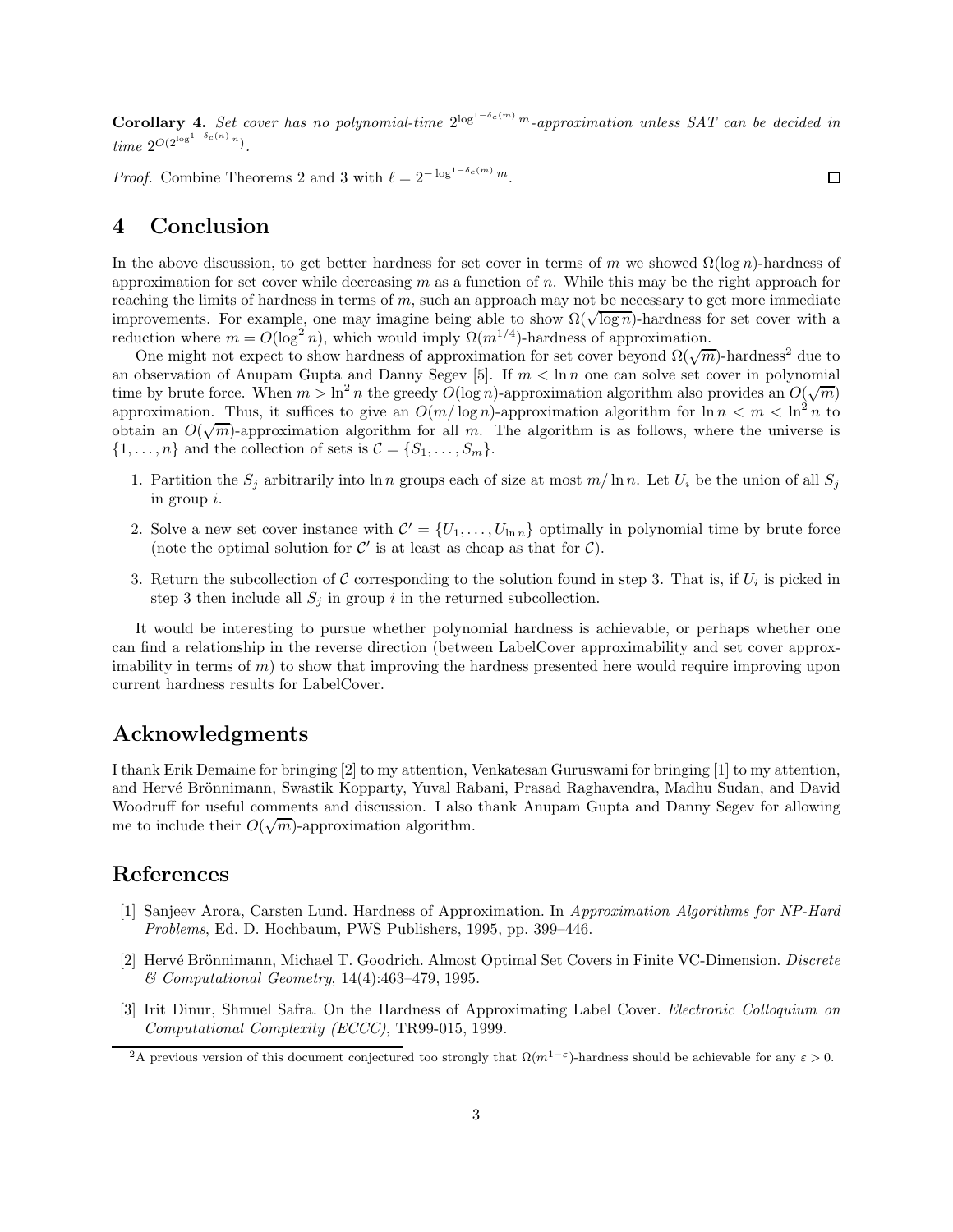**Corollary 4.** *Set cover has no polynomial-time $2^{\log^{1-\delta_c(m)} m}$-approximation unless SAT can be decided in time $2^{O(2^{\log^{1-\delta_c(n)} n})}$.*

*Proof.* Combine Theorems 2 and 3 with $\ell = 2^{-\log^{1-\delta_c(m)} m}$. ☐

# 4 Conclusion

In the above discussion, to get better hardness for set cover in terms of $m$ we showed $\Omega(\log n)$-hardness of approximation for set cover while decreasing $m$ as a function of $n$. While this may be the right approach for reaching the limits of hardness in terms of $m$, such an approach may not be necessary to get more immediate improvements. For example, one may imagine being able to show $\Omega(\sqrt{\log n})$-hardness for set cover with a reduction where $m = O(\log^2 n)$, which would imply $\Omega(m^{1/4})$-hardness of approximation.

One might not expect to show hardness of approximation for set cover beyond $\Omega(\sqrt{m})$-hardness[2] due to an observation of Anupam Gupta and Danny Segev [5]. If $m < \ln n$ one can solve set cover in polynomial time by brute force. When $m > \ln^2 n$ the greedy $O(\log n)$-approximation algorithm also provides an $O(\sqrt{m})$ approximation. Thus, it suffices to give an $O(m/\log n)$-approximation algorithm for $\ln n < m < \ln^2 n$ to obtain an $O(\sqrt{m})$-approximation algorithm for all $m$. The algorithm is as follows, where the universe is $\{1, \ldots, n\}$ and the collection of sets is $\mathcal{C} = \{S_1, \ldots, S_m\}$.

1. Partition the $S_j$ arbitrarily into $\ln n$ groups each of size at most $m/\ln n$. Let $U_i$ be the union of all $S_j$ in group $i$.
2. Solve a new set cover instance with $\mathcal{C}' = \{U_1, \ldots, U_{\ln n}\}$ optimally in polynomial time by brute force (note the optimal solution for $\mathcal{C}'$ is at least as cheap as that for $\mathcal{C}$).
3. Return the subcollection of $\mathcal{C}$ corresponding to the solution found in step 3. That is, if $U_i$ is picked in step 3 then include all $S_j$ in group $i$ in the returned subcollection.

It would be interesting to pursue whether polynomial hardness is achievable, or perhaps whether one can find a relationship in the reverse direction (between LabelCover approximability and set cover approximability in terms of $m$) to show that improving the hardness presented here would require improving upon current hardness results for LabelCover.

## Acknowledgments

I thank Erik Demaine for bringing [2] to my attention, Venkatesan Guruswami for bringing [1] to my attention, and Hervé Brönnimann, Swastik Kopparty, Yuval Rabani, Prasad Raghavendra, Madhu Sudan, and David Woodruff for useful comments and discussion. I also thank Anupam Gupta and Danny Segev for allowing me to include their $O(\sqrt{m})$-approximation algorithm.

## References

[1] Sanjeev Arora, Carsten Lund. Hardness of Approximation. In *Approximation Algorithms for NP-Hard Problems*, Ed. D. Hochbaum, PWS Publishers, 1995, pp. 399–446.

[2] Hervé Brönnimann, Michael T. Goodrich. Almost Optimal Set Covers in Finite VC-Dimension. *Discrete & Computational Geometry*, 14(4):463–479, 1995.

[3] Irit Dinur, Shmuel Safra. On the Hardness of Approximating Label Cover. *Electronic Colloquium on Computational Complexity (ECCC)*, TR99-015, 1999.

[2] A previous version of this document conjectured too strongly that $\Omega(m^{1-\varepsilon})$-hardness should be achievable for any $\varepsilon > 0$.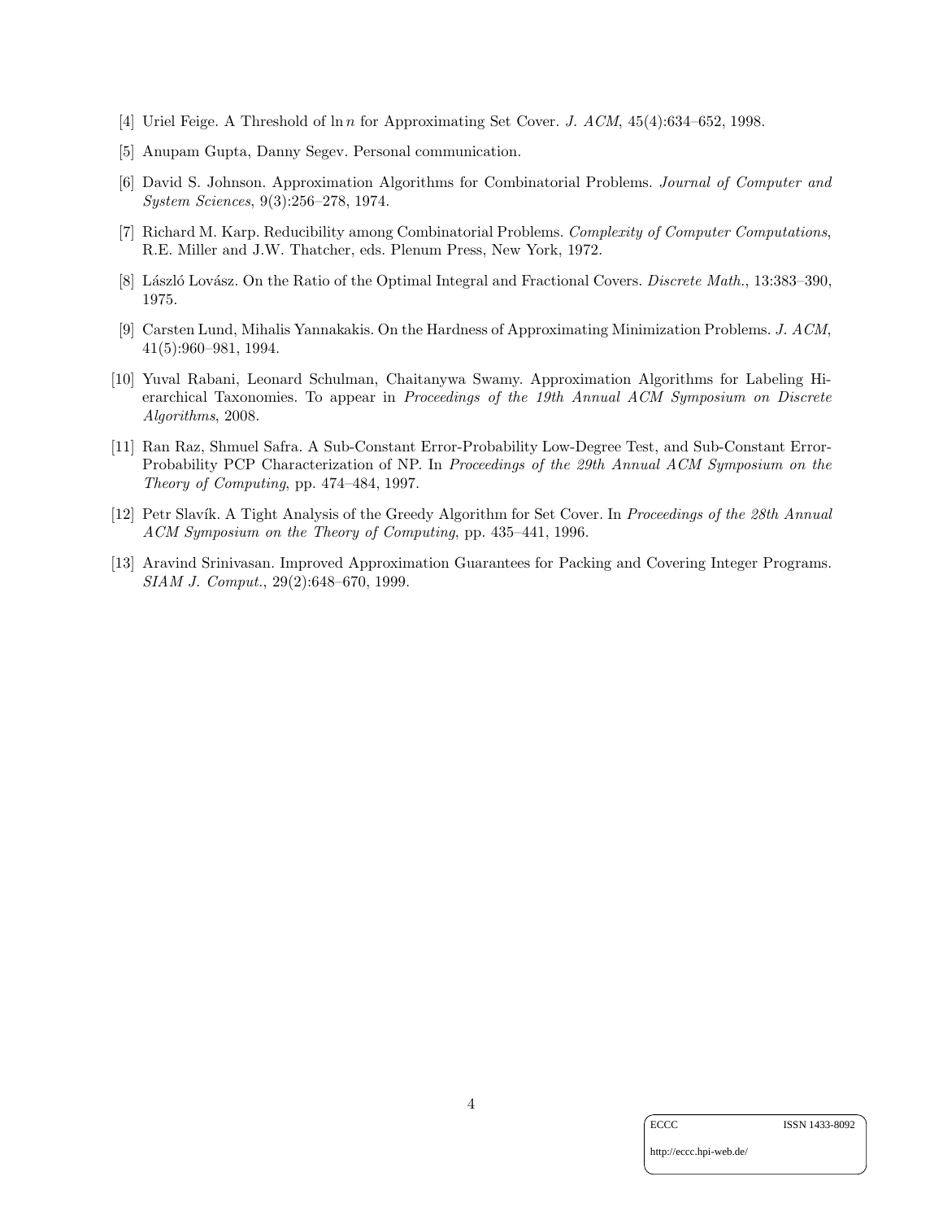[4] Uriel Feige. A Threshold of $\ln n$ for Approximating Set Cover. *J. ACM*, 45(4):634–652, 1998.

[5] Anupam Gupta, Danny Segev. Personal communication.

[6] David S. Johnson. Approximation Algorithms for Combinatorial Problems. *Journal of Computer and System Sciences*, 9(3):256–278, 1974.

[7] Richard M. Karp. Reducibility among Combinatorial Problems. *Complexity of Computer Computations*, R.E. Miller and J.W. Thatcher, eds. Plenum Press, New York, 1972.

[8] László Lovász. On the Ratio of the Optimal Integral and Fractional Covers. *Discrete Math.*, 13:383–390, 1975.

[9] Carsten Lund, Mihalis Yannakakis. On the Hardness of Approximating Minimization Problems. *J. ACM*, 41(5):960–981, 1994.

[10] Yuval Rabani, Leonard Schulman, Chaitanywa Swamy. Approximation Algorithms for Labeling Hierarchical Taxonomies. To appear in *Proceedings of the 19th Annual ACM Symposium on Discrete Algorithms*, 2008.

[11] Ran Raz, Shmuel Safra. A Sub-Constant Error-Probability Low-Degree Test, and Sub-Constant Error-Probability PCP Characterization of NP. In *Proceedings of the 29th Annual ACM Symposium on the Theory of Computing*, pp. 474–484, 1997.

[12] Petr Slavík. A Tight Analysis of the Greedy Algorithm for Set Cover. In *Proceedings of the 28th Annual ACM Symposium on the Theory of Computing*, pp. 435–441, 1996.

[13] Aravind Srinivasan. Improved Approximation Guarantees for Packing and Covering Integer Programs. *SIAM J. Comput.*, 29(2):648–670, 1999.

ECCC ISSN 1433-8092

http://eccc.hpi-web.de/